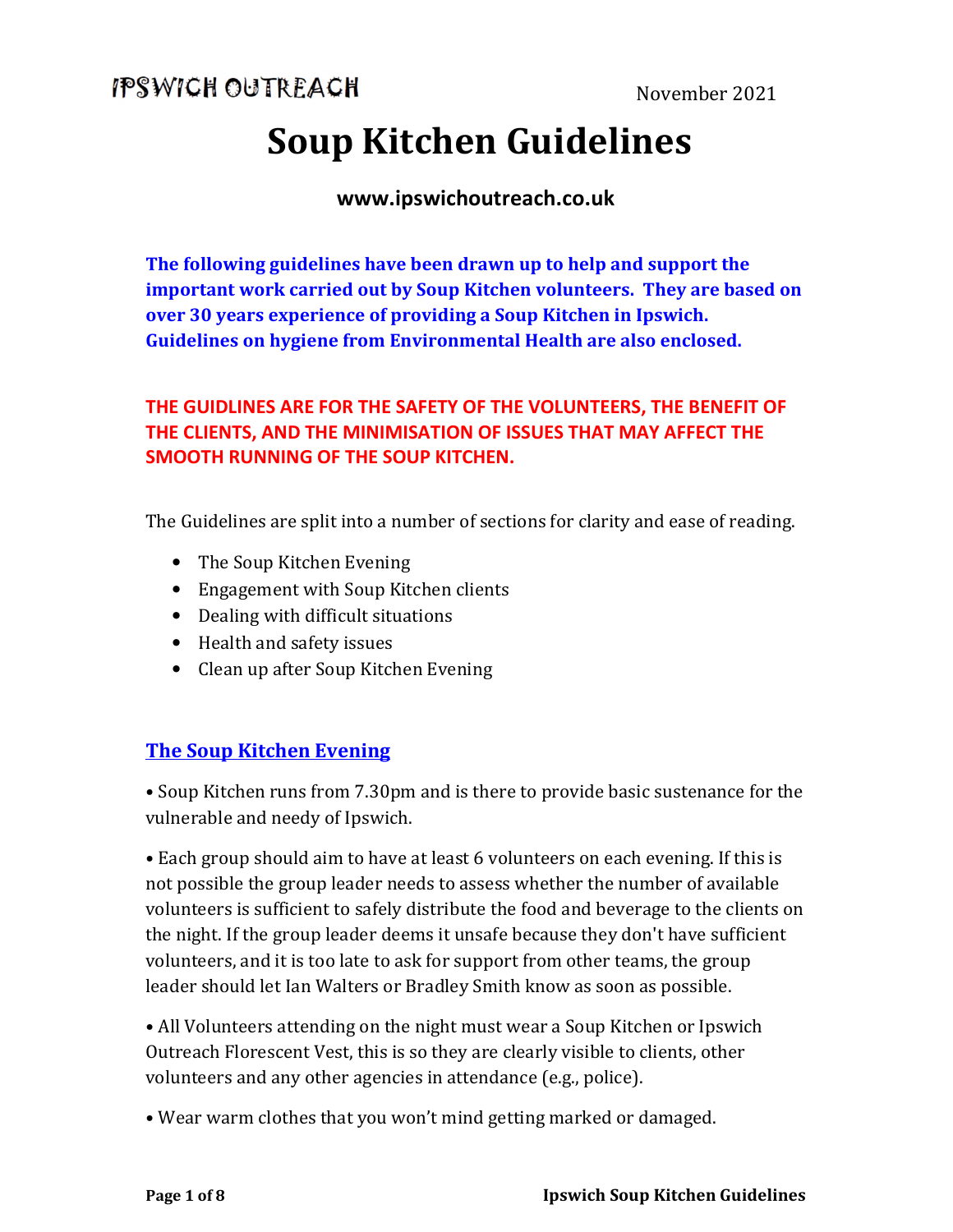IPSWICH OUTREACH

November 2021

# Soup Kitchen Guidelines

**www.ipswichoutreach.co.uk**

**The following guidelines have been drawn up to help and support the important work carried out by Soup Kitchen volunteers. They are based on over 30 years experience of providing a Soup Kitchen in Ipswich. Guidelines on hygiene from Environmental Health are also enclosed.**

**THE GUIDLINES ARE FOR THE SAFETY OF THE VOLUNTEERS, THE BENEFIT OF THE CLIENTS, AND THE MINIMISATION OF ISSUES THAT MAY AFFECT THE SMOOTH RUNNING OF THE SOUP KITCHEN.**

The Guidelines are split into a number of sections for clarity and ease of reading.

- The Soup Kitchen Evening
- Engagement with Soup Kitchen clients
- Dealing with difficult situations
- Health and safety issues
- Clean up after Soup Kitchen Evening

## The Soup Kitchen Evening

• Soup Kitchen runs from 7.30pm and is there to provide basic sustenance for the vulnerable and needy of Ipswich.

• Each group should aim to have at least 6 volunteers on each evening. If this is not possible the group leader needs to assess whether the number of available volunteers is sufficient to safely distribute the food and beverage to the clients on the night. If the group leader deems it unsafe because they don't have sufficient volunteers, and it is too late to ask for support from other teams, the group leader should let Ian Walters or Bradley Smith know as soon as possible.

• All Volunteers attending on the night must wear a Soup Kitchen or Ipswich Outreach Florescent Vest, this is so they are clearly visible to clients, other volunteers and any other agencies in attendance (e.g., police).

• Wear warm clothes that you won't mind getting marked or damaged.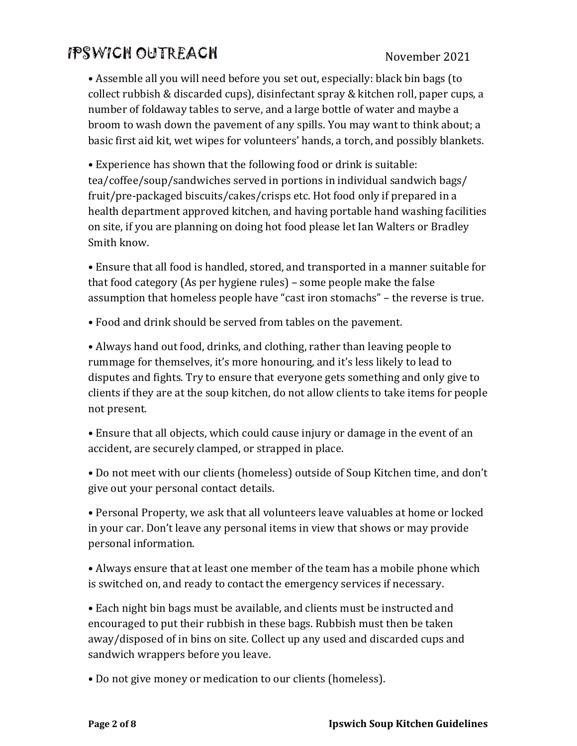- Assemble all you will need before you set out, especially: black bin bags (to collect rubbish & discarded cups), disinfectant spray & kitchen roll, paper cups, a number of foldaway tables to serve, and a large bottle of water and maybe a broom to wash down the pavement of any spills. You may want to think about; a basic first aid kit, wet wipes for volunteers' hands, a torch, and possibly blankets.

- Experience has shown that the following food or drink is suitable: tea/coffee/soup/sandwiches served in portions in individual sandwich bags/ fruit/pre-packaged biscuits/cakes/crisps etc. Hot food only if prepared in a health department approved kitchen, and having portable hand washing facilities on site, if you are planning on doing hot food please let Ian Walters or Bradley Smith know.

- Ensure that all food is handled, stored, and transported in a manner suitable for that food category (As per hygiene rules) – some people make the false assumption that homeless people have "cast iron stomachs" – the reverse is true.

- Food and drink should be served from tables on the pavement.

- Always hand out food, drinks, and clothing, rather than leaving people to rummage for themselves, it's more honouring, and it's less likely to lead to disputes and fights. Try to ensure that everyone gets something and only give to clients if they are at the soup kitchen, do not allow clients to take items for people not present.

- Ensure that all objects, which could cause injury or damage in the event of an accident, are securely clamped, or strapped in place.

- Do not meet with our clients (homeless) outside of Soup Kitchen time, and don't give out your personal contact details.

- Personal Property, we ask that all volunteers leave valuables at home or locked in your car. Don't leave any personal items in view that shows or may provide personal information.

- Always ensure that at least one member of the team has a mobile phone which is switched on, and ready to contact the emergency services if necessary.

- Each night bin bags must be available, and clients must be instructed and encouraged to put their rubbish in these bags. Rubbish must then be taken away/disposed of in bins on site. Collect up any used and discarded cups and sandwich wrappers before you leave.

- Do not give money or medication to our clients (homeless).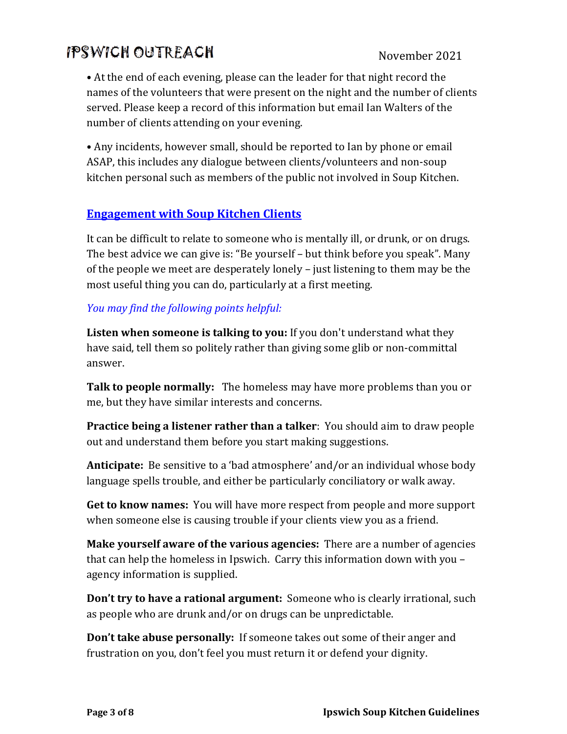- At the end of each evening, please can the leader for that night record the names of the volunteers that were present on the night and the number of clients served. Please keep a record of this information but email Ian Walters of the number of clients attending on your evening.

- Any incidents, however small, should be reported to Ian by phone or email ASAP, this includes any dialogue between clients/volunteers and non-soup kitchen personal such as members of the public not involved in Soup Kitchen.

## Engagement with Soup Kitchen Clients

It can be difficult to relate to someone who is mentally ill, or drunk, or on drugs. The best advice we can give is: "Be yourself – but think before you speak". Many of the people we meet are desperately lonely – just listening to them may be the most useful thing you can do, particularly at a first meeting.

*You may find the following points helpful:*

**Listen when someone is talking to you:** If you don't understand what they have said, tell them so politely rather than giving some glib or non-committal answer.

**Talk to people normally:** The homeless may have more problems than you or me, but they have similar interests and concerns.

**Practice being a listener rather than a talker**: You should aim to draw people out and understand them before you start making suggestions.

**Anticipate:** Be sensitive to a 'bad atmosphere' and/or an individual whose body language spells trouble, and either be particularly conciliatory or walk away.

**Get to know names:** You will have more respect from people and more support when someone else is causing trouble if your clients view you as a friend.

**Make yourself aware of the various agencies:** There are a number of agencies that can help the homeless in Ipswich. Carry this information down with you – agency information is supplied.

**Don't try to have a rational argument:** Someone who is clearly irrational, such as people who are drunk and/or on drugs can be unpredictable.

**Don't take abuse personally:** If someone takes out some of their anger and frustration on you, don't feel you must return it or defend your dignity.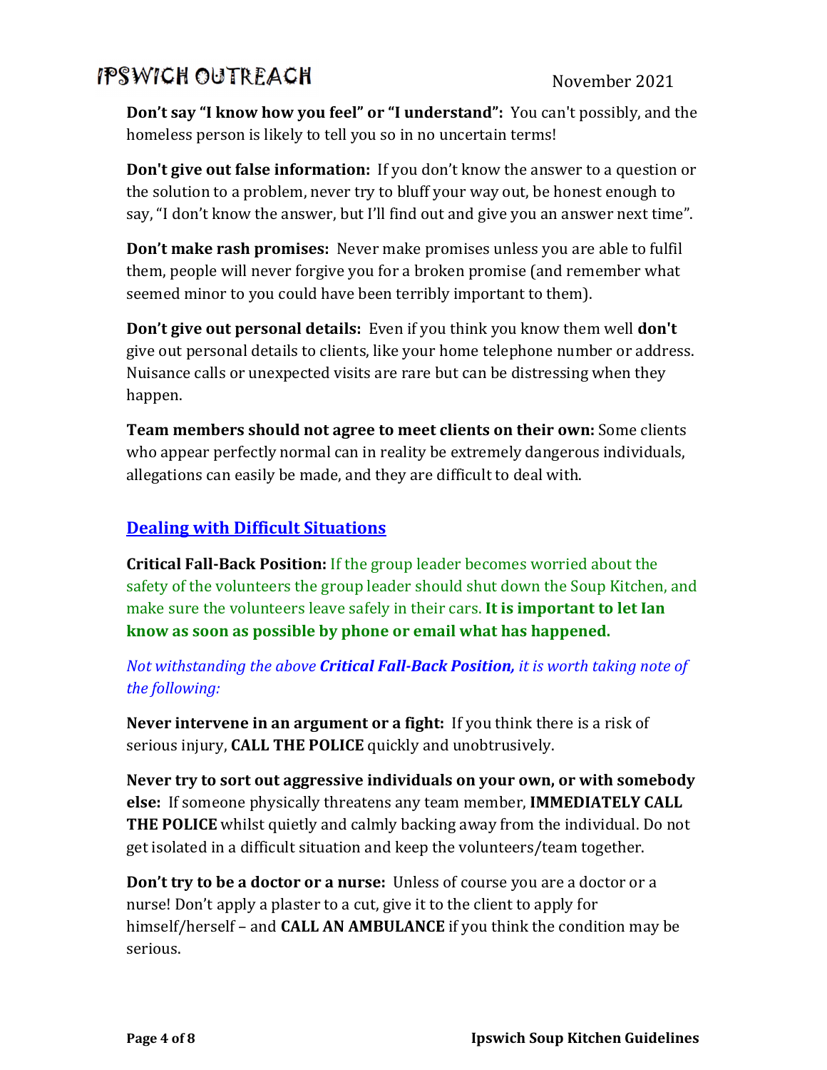**Don't say "I know how you feel" or "I understand":** You can't possibly, and the homeless person is likely to tell you so in no uncertain terms!

**Don't give out false information:** If you don't know the answer to a question or the solution to a problem, never try to bluff your way out, be honest enough to say, "I don't know the answer, but I'll find out and give you an answer next time".

**Don't make rash promises:** Never make promises unless you are able to fulfil them, people will never forgive you for a broken promise (and remember what seemed minor to you could have been terribly important to them).

**Don't give out personal details:** Even if you think you know them well **don't** give out personal details to clients, like your home telephone number or address. Nuisance calls or unexpected visits are rare but can be distressing when they happen.

**Team members should not agree to meet clients on their own:** Some clients who appear perfectly normal can in reality be extremely dangerous individuals, allegations can easily be made, and they are difficult to deal with.

## Dealing with Difficult Situations

**Critical Fall-Back Position:** If the group leader becomes worried about the safety of the volunteers the group leader should shut down the Soup Kitchen, and make sure the volunteers leave safely in their cars. **It is important to let Ian know as soon as possible by phone or email what has happened.**

*Not withstanding the above **Critical Fall-Back Position,** it is worth taking note of the following:*

**Never intervene in an argument or a fight:** If you think there is a risk of serious injury, **CALL THE POLICE** quickly and unobtrusively.

**Never try to sort out aggressive individuals on your own, or with somebody else:** If someone physically threatens any team member, **IMMEDIATELY CALL THE POLICE** whilst quietly and calmly backing away from the individual. Do not get isolated in a difficult situation and keep the volunteers/team together.

**Don't try to be a doctor or a nurse:** Unless of course you are a doctor or a nurse! Don't apply a plaster to a cut, give it to the client to apply for himself/herself – and **CALL AN AMBULANCE** if you think the condition may be serious.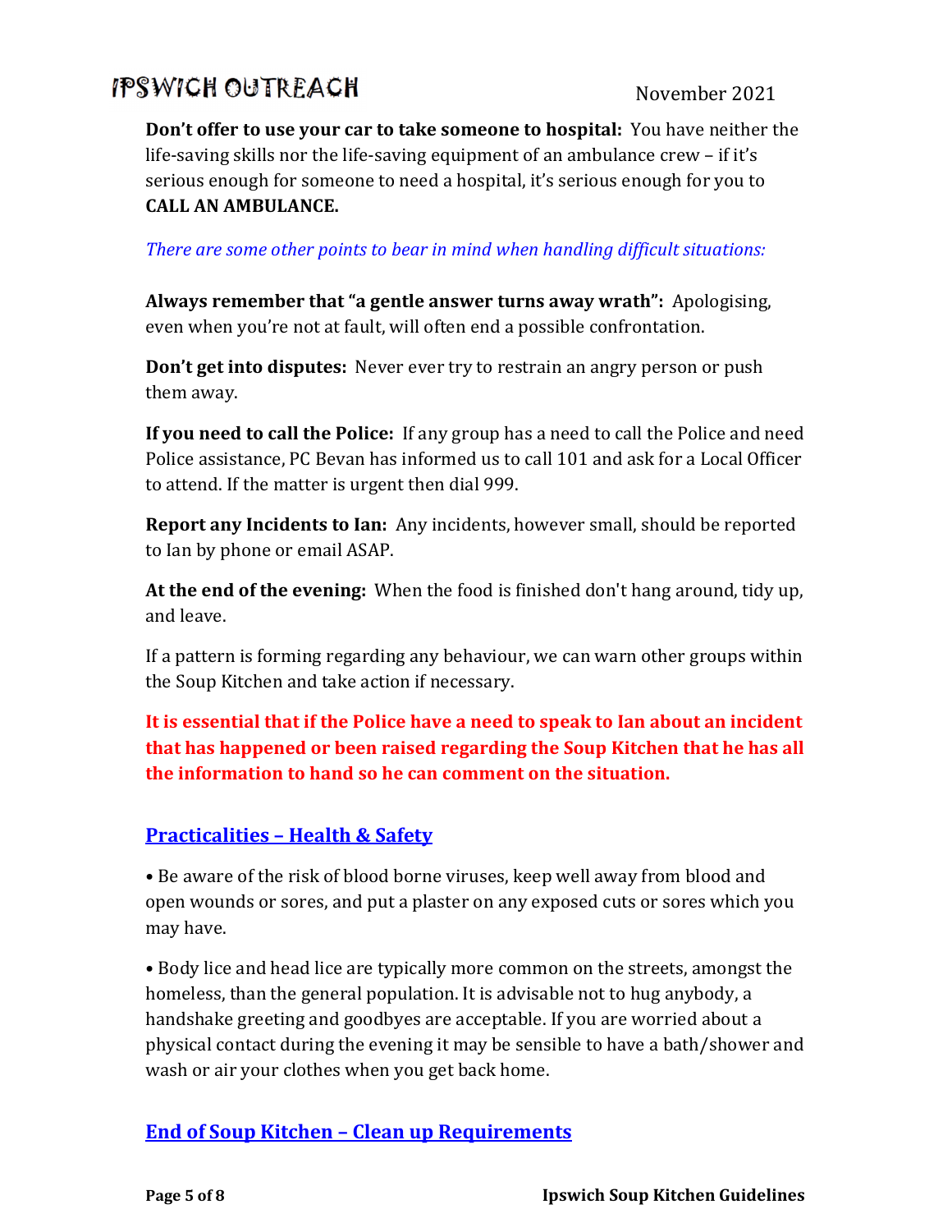**Don't offer to use your car to take someone to hospital:** You have neither the life-saving skills nor the life-saving equipment of an ambulance crew – if it's serious enough for someone to need a hospital, it's serious enough for you to **CALL AN AMBULANCE.**

*There are some other points to bear in mind when handling difficult situations:*

**Always remember that "a gentle answer turns away wrath":** Apologising, even when you're not at fault, will often end a possible confrontation.

**Don't get into disputes:** Never ever try to restrain an angry person or push them away.

**If you need to call the Police:** If any group has a need to call the Police and need Police assistance, PC Bevan has informed us to call 101 and ask for a Local Officer to attend. If the matter is urgent then dial 999.

**Report any Incidents to Ian:** Any incidents, however small, should be reported to Ian by phone or email ASAP.

**At the end of the evening:** When the food is finished don't hang around, tidy up, and leave.

If a pattern is forming regarding any behaviour, we can warn other groups within the Soup Kitchen and take action if necessary.

**It is essential that if the Police have a need to speak to Ian about an incident that has happened or been raised regarding the Soup Kitchen that he has all the information to hand so he can comment on the situation.**

## Practicalities – Health & Safety

- Be aware of the risk of blood borne viruses, keep well away from blood and open wounds or sores, and put a plaster on any exposed cuts or sores which you may have.

- Body lice and head lice are typically more common on the streets, amongst the homeless, than the general population. It is advisable not to hug anybody, a handshake greeting and goodbyes are acceptable. If you are worried about a physical contact during the evening it may be sensible to have a bath/shower and wash or air your clothes when you get back home.

## End of Soup Kitchen – Clean up Requirements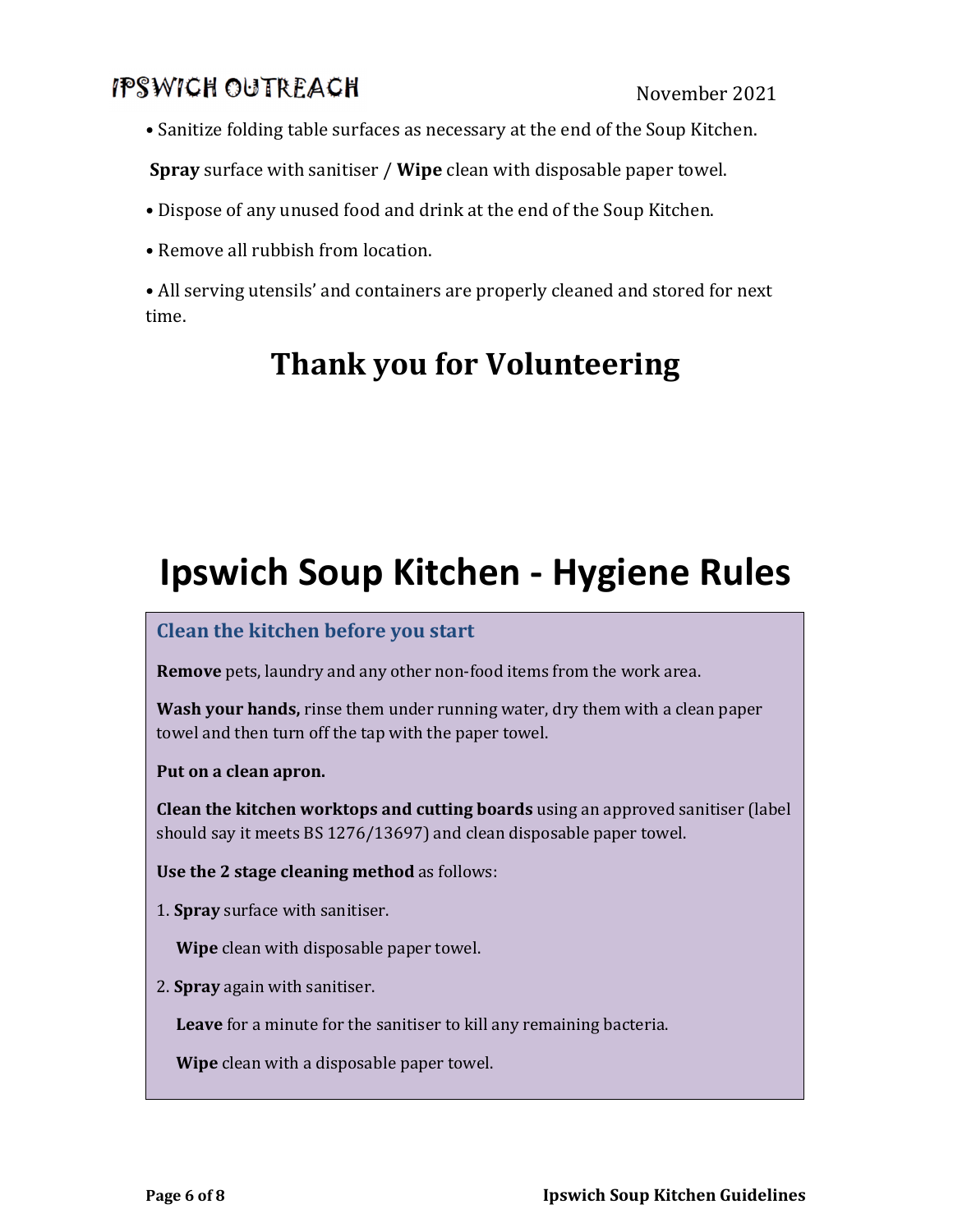• Sanitize folding table surfaces as necessary at the end of the Soup Kitchen.

**Spray** surface with sanitiser / **Wipe** clean with disposable paper towel.

• Dispose of any unused food and drink at the end of the Soup Kitchen.

• Remove all rubbish from location.

• All serving utensils' and containers are properly cleaned and stored for next time.

## Thank you for Volunteering

# Ipswich Soup Kitchen - Hygiene Rules

### Clean the kitchen before you start

**Remove** pets, laundry and any other non-food items from the work area.

**Wash your hands,** rinse them under running water, dry them with a clean paper towel and then turn off the tap with the paper towel.

**Put on a clean apron.**

**Clean the kitchen worktops and cutting boards** using an approved sanitiser (label should say it meets BS 1276/13697) and clean disposable paper towel.

**Use the 2 stage cleaning method** as follows:

1. **Spray** surface with sanitiser.

   **Wipe** clean with disposable paper towel.

2. **Spray** again with sanitiser.

   **Leave** for a minute for the sanitiser to kill any remaining bacteria.

   **Wipe** clean with a disposable paper towel.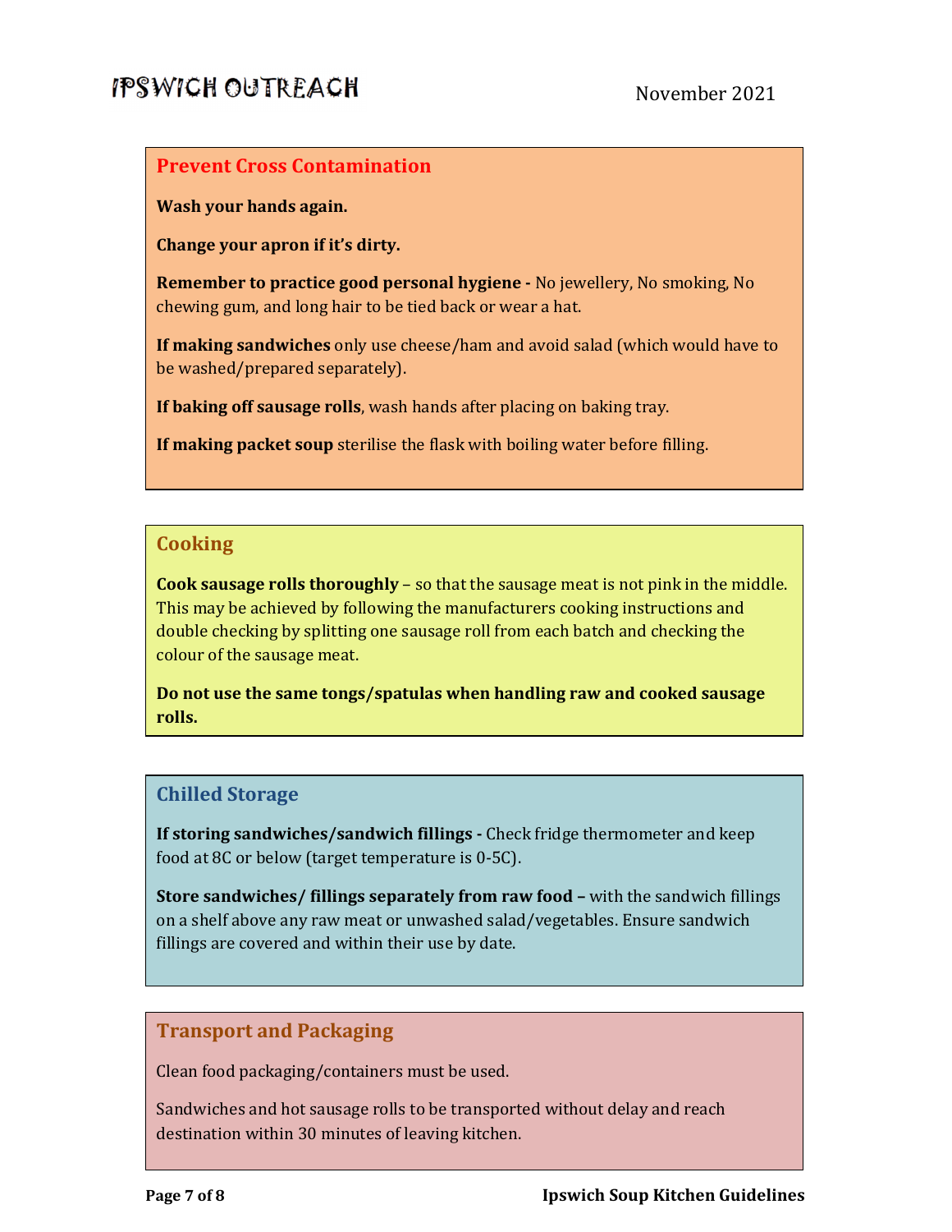## Prevent Cross Contamination

**Wash your hands again.**

**Change your apron if it's dirty.**

**Remember to practice good personal hygiene -** No jewellery, No smoking, No chewing gum, and long hair to be tied back or wear a hat.

**If making sandwiches** only use cheese/ham and avoid salad (which would have to be washed/prepared separately).

**If baking off sausage rolls**, wash hands after placing on baking tray.

**If making packet soup** sterilise the flask with boiling water before filling.

## Cooking

**Cook sausage rolls thoroughly** – so that the sausage meat is not pink in the middle. This may be achieved by following the manufacturers cooking instructions and double checking by splitting one sausage roll from each batch and checking the colour of the sausage meat.

**Do not use the same tongs/spatulas when handling raw and cooked sausage rolls.**

## Chilled Storage

**If storing sandwiches/sandwich fillings -** Check fridge thermometer and keep food at 8C or below (target temperature is 0-5C).

**Store sandwiches/ fillings separately from raw food –** with the sandwich fillings on a shelf above any raw meat or unwashed salad/vegetables. Ensure sandwich fillings are covered and within their use by date.

## Transport and Packaging

Clean food packaging/containers must be used.

Sandwiches and hot sausage rolls to be transported without delay and reach destination within 30 minutes of leaving kitchen.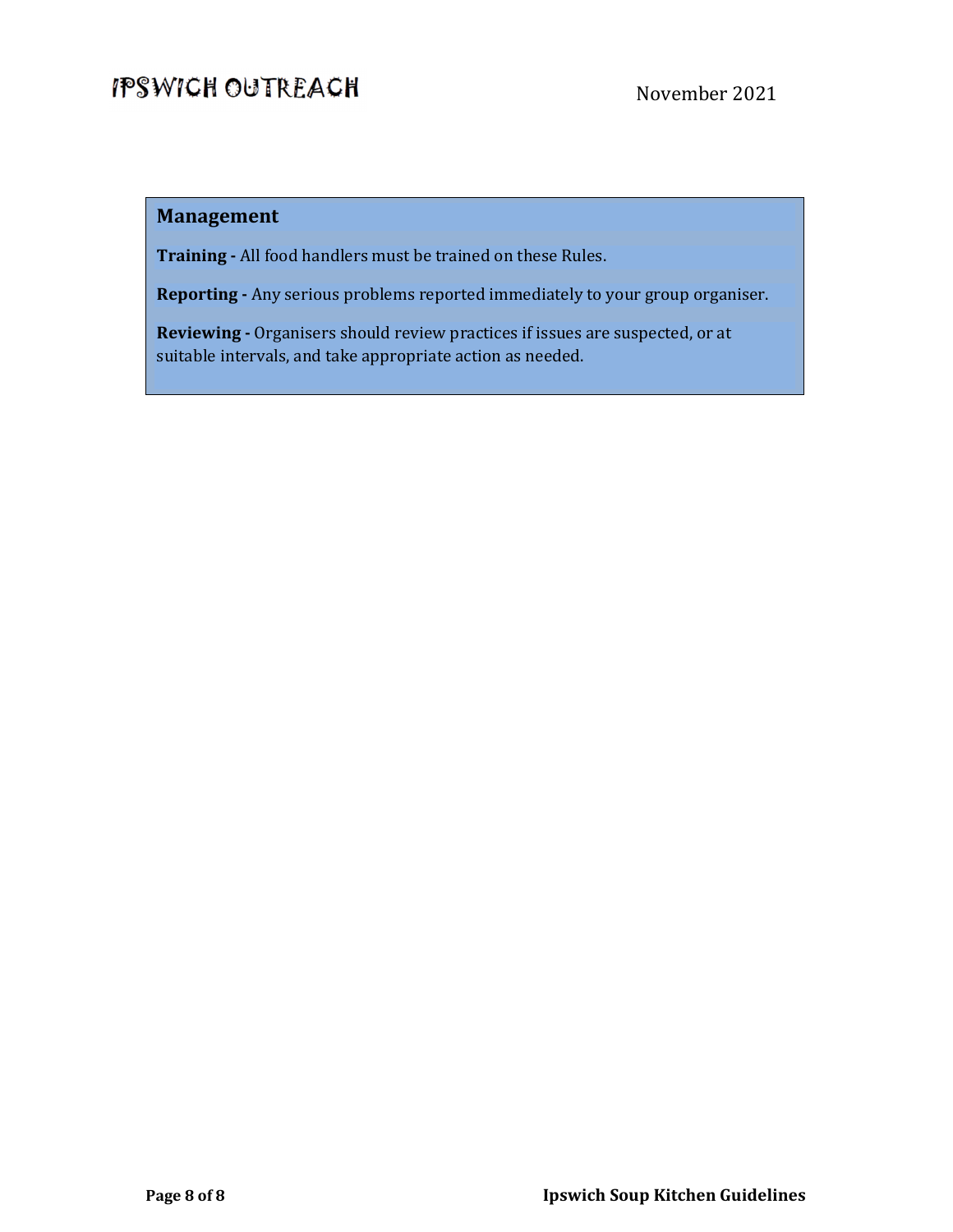## Management

**Training -** All food handlers must be trained on these Rules.

**Reporting -** Any serious problems reported immediately to your group organiser.

**Reviewing -** Organisers should review practices if issues are suspected, or at suitable intervals, and take appropriate action as needed.